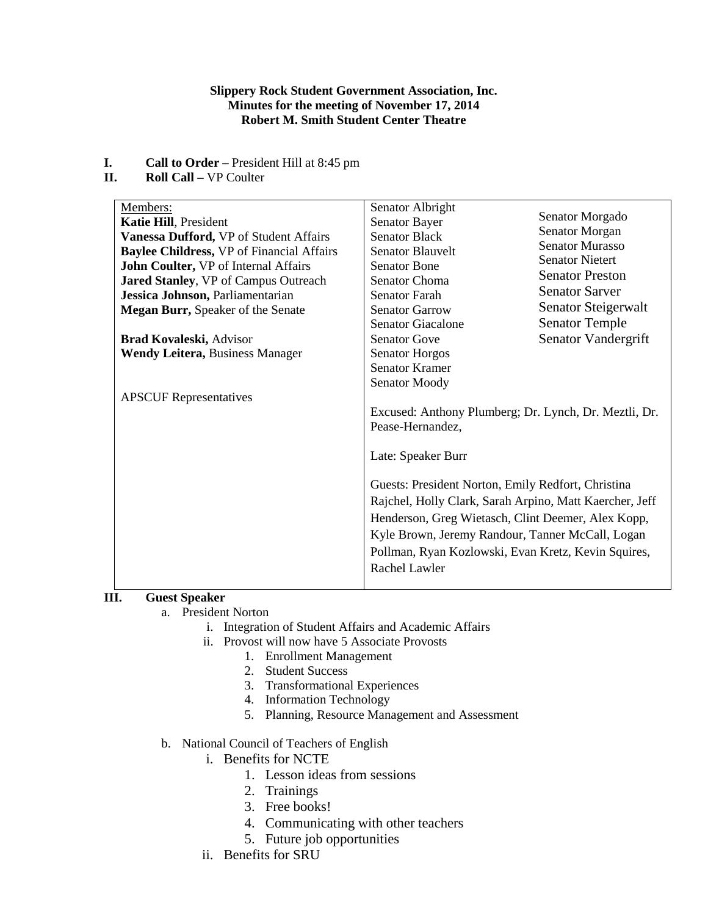**Slippery Rock Student Government Association, Inc.**
**Minutes for the meeting of November 17, 2014**
**Robert M. Smith Student Center Theatre**

**I. Call to Order –** President Hill at 8:45 pm

**II. Roll Call –** VP Coulter

| Members: | Senators | |
|---|---|---|
| **Katie Hill**, President | Senator Albright | Senator Morgado |
| **Vanessa Dufford,** VP of Student Affairs | Senator Bayer | Senator Morgan |
| **Baylee Childress,** VP of Financial Affairs | Senator Black | Senator Murasso |
| **John Coulter,** VP of Internal Affairs | Senator Blauvelt | Senator Nietert |
| **Jared Stanley**, VP of Campus Outreach | Senator Bone | Senator Preston |
| **Jessica Johnson,** Parliamentarian | Senator Choma | Senator Sarver |
| **Megan Burr,** Speaker of the Senate | Senator Farah | Senator Steigerwalt |
| | Senator Garrow | Senator Temple |
| **Brad Kovaleski,** Advisor | Senator Giacalone | Senator Vandergrift |
| **Wendy Leitera,** Business Manager | Senator Gove | |
| | Senator Horgos | |
| | Senator Kramer | |
| | Senator Moody | |
| APSCUF Representatives | Excused: Anthony Plumberg; Dr. Lynch, Dr. Meztli, Dr. Pease-Hernandez, | |
| | Late: Speaker Burr | |
| | Guests: President Norton, Emily Redfort, Christina Rajchel, Holly Clark, Sarah Arpino, Matt Kaercher, Jeff Henderson, Greg Wietasch, Clint Deemer, Alex Kopp, Kyle Brown, Jeremy Randour, Tanner McCall, Logan Pollman, Ryan Kozlowski, Evan Kretz, Kevin Squires, Rachel Lawler | |

**III. Guest Speaker**

a. President Norton
   i. Integration of Student Affairs and Academic Affairs
   ii. Provost will now have 5 Associate Provosts
      1. Enrollment Management
      2. Student Success
      3. Transformational Experiences
      4. Information Technology
      5. Planning, Resource Management and Assessment

b. National Council of Teachers of English
   i. Benefits for NCTE
      1. Lesson ideas from sessions
      2. Trainings
      3. Free books!
      4. Communicating with other teachers
      5. Future job opportunities
   ii. Benefits for SRU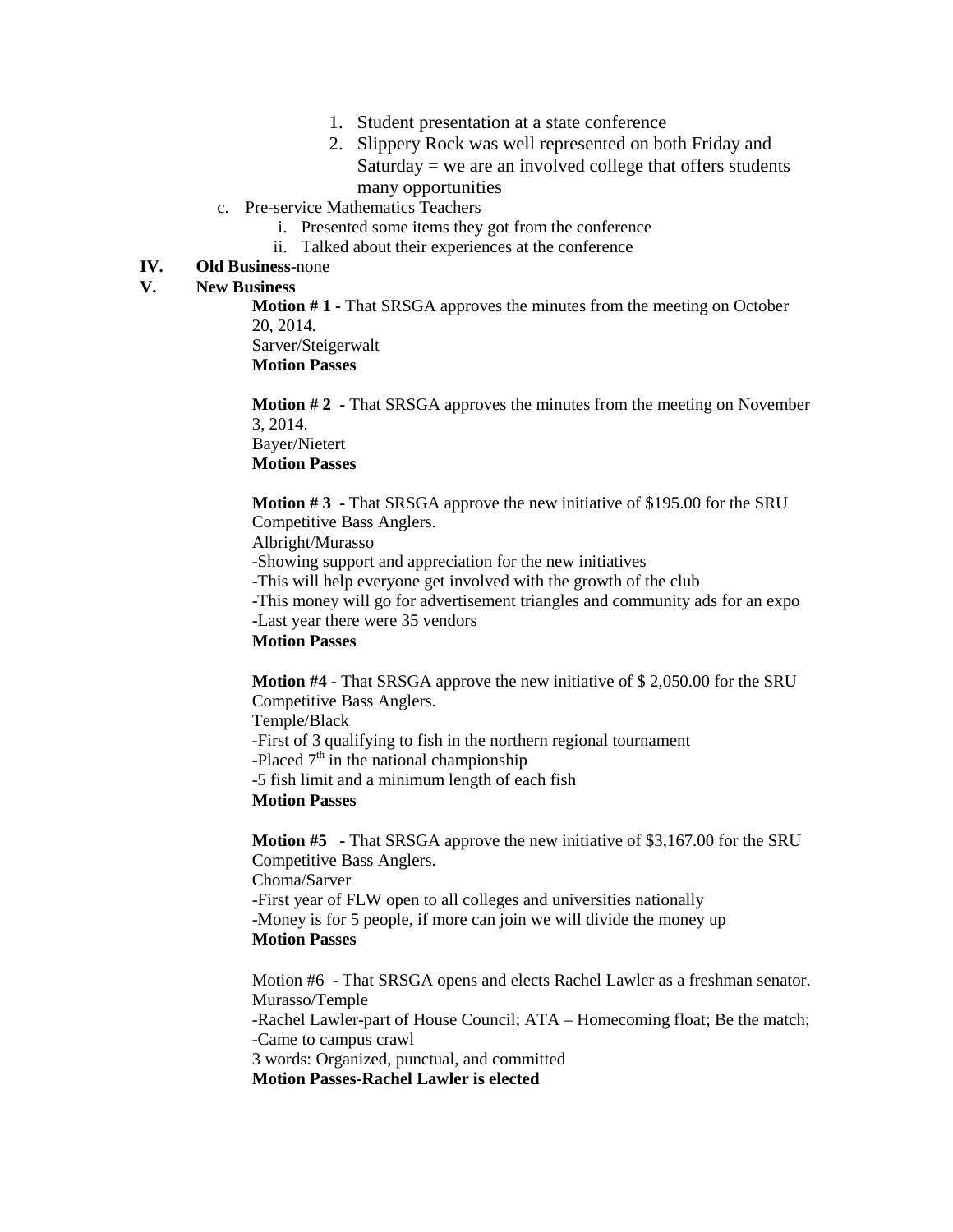1. Student presentation at a state conference
2. Slippery Rock was well represented on both Friday and Saturday = we are an involved college that offers students many opportunities

c. Pre-service Mathematics Teachers
   i. Presented some items they got from the conference
   ii. Talked about their experiences at the conference

**IV. Old Business**-none

**V. New Business**

**Motion # 1 -** That SRSGA approves the minutes from the meeting on October 20, 2014.
Sarver/Steigerwalt
**Motion Passes**

**Motion # 2 -** That SRSGA approves the minutes from the meeting on November 3, 2014.
Bayer/Nietert
**Motion Passes**

**Motion # 3 -** That SRSGA approve the new initiative of $195.00 for the SRU Competitive Bass Anglers.
Albright/Murasso
-Showing support and appreciation for the new initiatives
-This will help everyone get involved with the growth of the club
-This money will go for advertisement triangles and community ads for an expo
-Last year there were 35 vendors
**Motion Passes**

**Motion #4 -** That SRSGA approve the new initiative of $ 2,050.00 for the SRU Competitive Bass Anglers.
Temple/Black
-First of 3 qualifying to fish in the northern regional tournament
-Placed 7th in the national championship
-5 fish limit and a minimum length of each fish
**Motion Passes**

**Motion #5 -** That SRSGA approve the new initiative of $3,167.00 for the SRU Competitive Bass Anglers.
Choma/Sarver
-First year of FLW open to all colleges and universities nationally
-Money is for 5 people, if more can join we will divide the money up
**Motion Passes**

Motion #6 - That SRSGA opens and elects Rachel Lawler as a freshman senator.
Murasso/Temple
-Rachel Lawler-part of House Council; ATA – Homecoming float; Be the match;
-Came to campus crawl
3 words: Organized, punctual, and committed
**Motion Passes-Rachel Lawler is elected**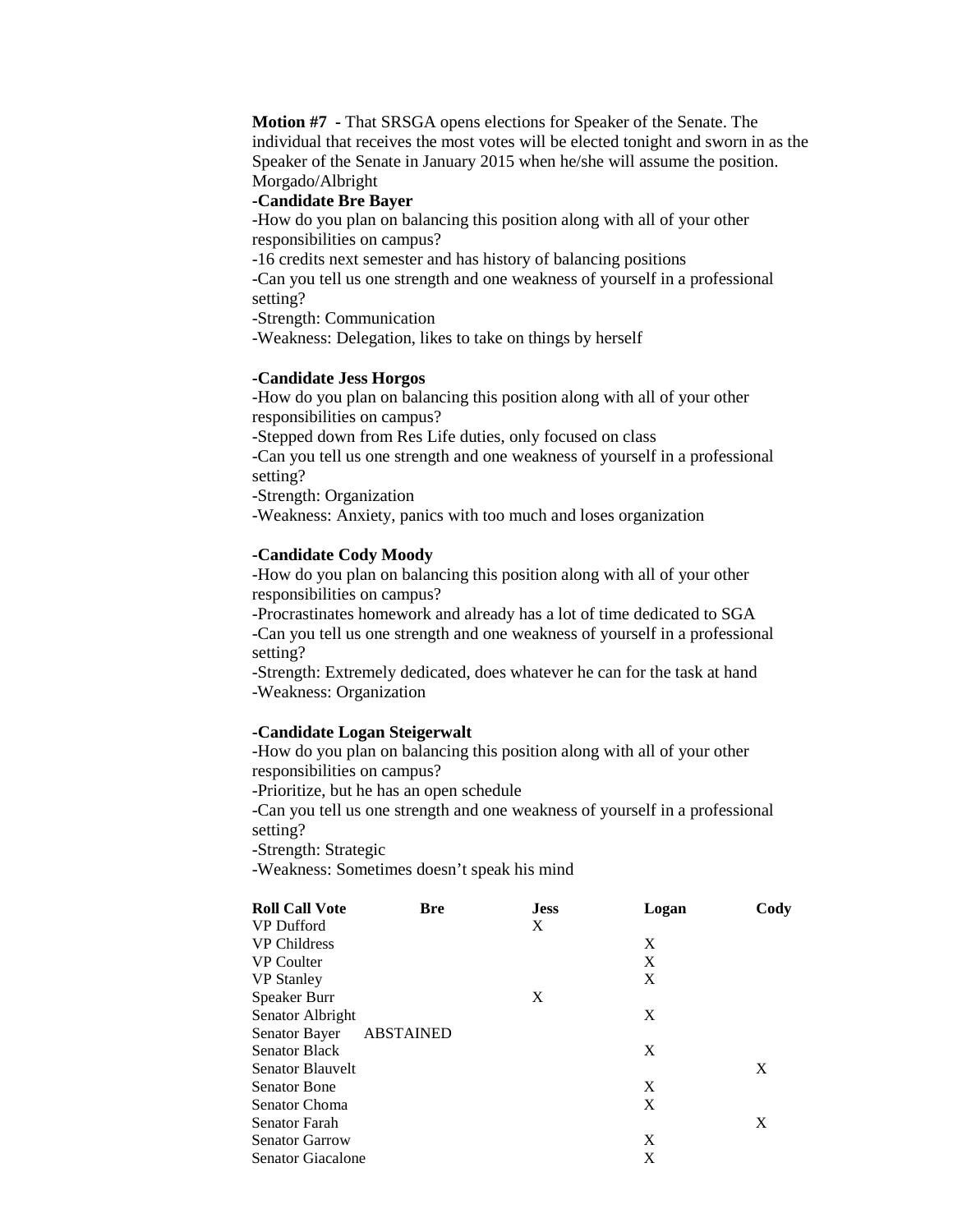**Motion #7 -** That SRSGA opens elections for Speaker of the Senate. The individual that receives the most votes will be elected tonight and sworn in as the Speaker of the Senate in January 2015 when he/she will assume the position. Morgado/Albright

**-Candidate Bre Bayer**

-How do you plan on balancing this position along with all of your other responsibilities on campus?

-16 credits next semester and has history of balancing positions

-Can you tell us one strength and one weakness of yourself in a professional setting?

-Strength: Communication

-Weakness: Delegation, likes to take on things by herself

**-Candidate Jess Horgos**

-How do you plan on balancing this position along with all of your other responsibilities on campus?

-Stepped down from Res Life duties, only focused on class

-Can you tell us one strength and one weakness of yourself in a professional setting?

-Strength: Organization

-Weakness: Anxiety, panics with too much and loses organization

**-Candidate Cody Moody**

-How do you plan on balancing this position along with all of your other responsibilities on campus?

-Procrastinates homework and already has a lot of time dedicated to SGA

-Can you tell us one strength and one weakness of yourself in a professional setting?

-Strength: Extremely dedicated, does whatever he can for the task at hand

-Weakness: Organization

**-Candidate Logan Steigerwalt**

-How do you plan on balancing this position along with all of your other responsibilities on campus?

-Prioritize, but he has an open schedule

-Can you tell us one strength and one weakness of yourself in a professional setting?

-Strength: Strategic

-Weakness: Sometimes doesn't speak his mind

| Roll Call Vote | Bre | Jess | Logan | Cody |
|---|---|---|---|---|
| VP Dufford | | X | | |
| VP Childress | | | X | |
| VP Coulter | | | X | |
| VP Stanley | | | X | |
| Speaker Burr | | X | | |
| Senator Albright | | | X | |
| Senator Bayer | ABSTAINED | | | |
| Senator Black | | | X | |
| Senator Blauvelt | | | | X |
| Senator Bone | | | X | |
| Senator Choma | | | X | |
| Senator Farah | | | | X |
| Senator Garrow | | | X | |
| Senator Giacalone | | | X | |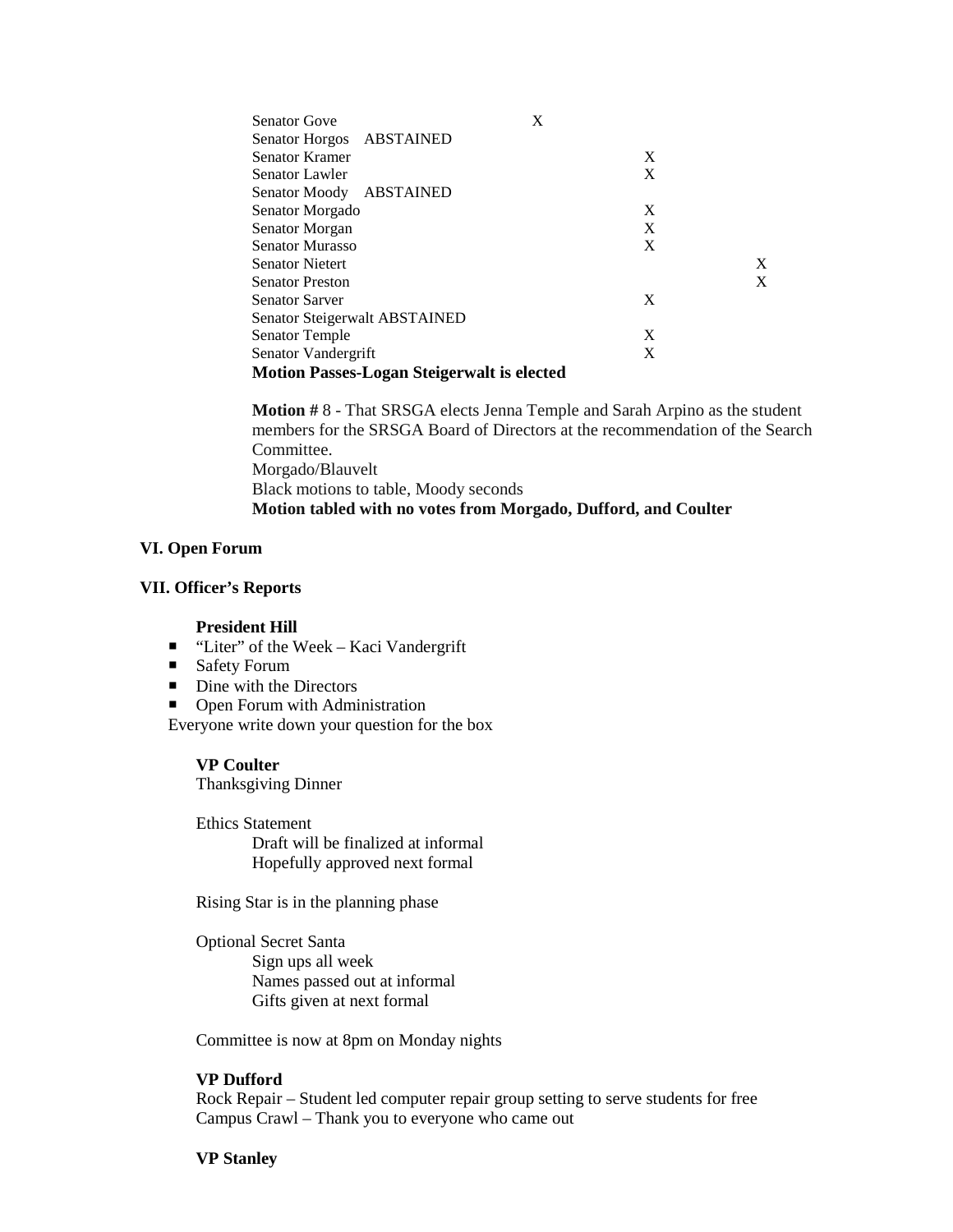| Senator | | | |
|---|---|---|---|
| Senator Gove | X | | |
| Senator Horgos ABSTAINED | | | |
| Senator Kramer | | X | |
| Senator Lawler | | X | |
| Senator Moody ABSTAINED | | | |
| Senator Morgado | | X | |
| Senator Morgan | | X | |
| Senator Murasso | | X | |
| Senator Nietert | | | X |
| Senator Preston | | | X |
| Senator Sarver | | X | |
| Senator Steigerwalt ABSTAINED | | | |
| Senator Temple | | X | |
| Senator Vandergrift | | X | |

**Motion Passes-Logan Steigerwalt is elected**

**Motion #** 8 - That SRSGA elects Jenna Temple and Sarah Arpino as the student members for the SRSGA Board of Directors at the recommendation of the Search Committee.
Morgado/Blauvelt
Black motions to table, Moody seconds
**Motion tabled with no votes from Morgado, Dufford, and Coulter**

## VI. Open Forum

## VII. Officer's Reports

**President Hill**

- "Liter" of the Week – Kaci Vandergrift
- Safety Forum
- Dine with the Directors
- Open Forum with Administration

Everyone write down your question for the box

**VP Coulter**

Thanksgiving Dinner

Ethics Statement
Draft will be finalized at informal
Hopefully approved next formal

Rising Star is in the planning phase

Optional Secret Santa
Sign ups all week
Names passed out at informal
Gifts given at next formal

Committee is now at 8pm on Monday nights

**VP Dufford**

Rock Repair – Student led computer repair group setting to serve students for free
Campus Crawl – Thank you to everyone who came out

**VP Stanley**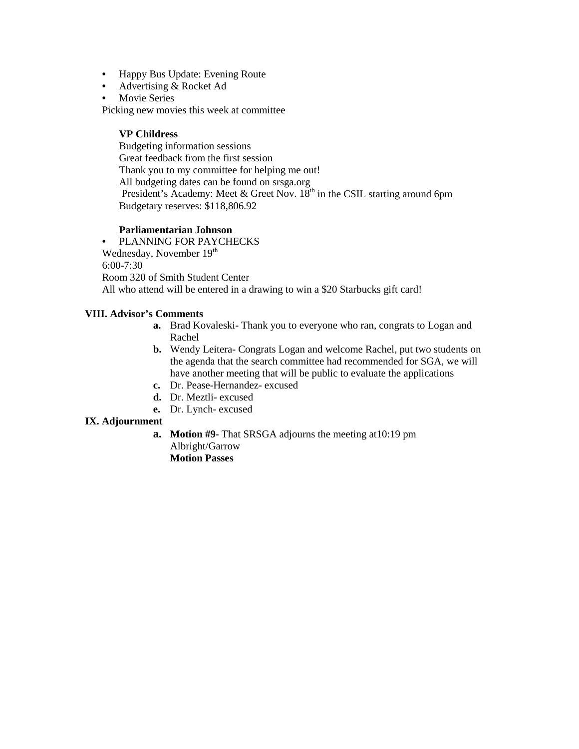- Happy Bus Update: Evening Route
- Advertising & Rocket Ad
- Movie Series

Picking new movies this week at committee

**VP Childress**

Budgeting information sessions
Great feedback from the first session
Thank you to my committee for helping me out!
All budgeting dates can be found on srsga.org
President's Academy: Meet & Greet Nov. 18th in the CSIL starting around 6pm
Budgetary reserves: $118,806.92

**Parliamentarian Johnson**

- PLANNING FOR PAYCHECKS

Wednesday, November 19th
6:00-7:30
Room 320 of Smith Student Center
All who attend will be entered in a drawing to win a $20 Starbucks gift card!

**VIII. Advisor's Comments**

a. Brad Kovaleski- Thank you to everyone who ran, congrats to Logan and Rachel
b. Wendy Leitera- Congrats Logan and welcome Rachel, put two students on the agenda that the search committee had recommended for SGA, we will have another meeting that will be public to evaluate the applications
c. Dr. Pease-Hernandez- excused
d. Dr. Meztli- excused
e. Dr. Lynch- excused

**IX. Adjournment**

a. **Motion #9-** That SRSGA adjourns the meeting at10:19 pm
Albright/Garrow
**Motion Passes**